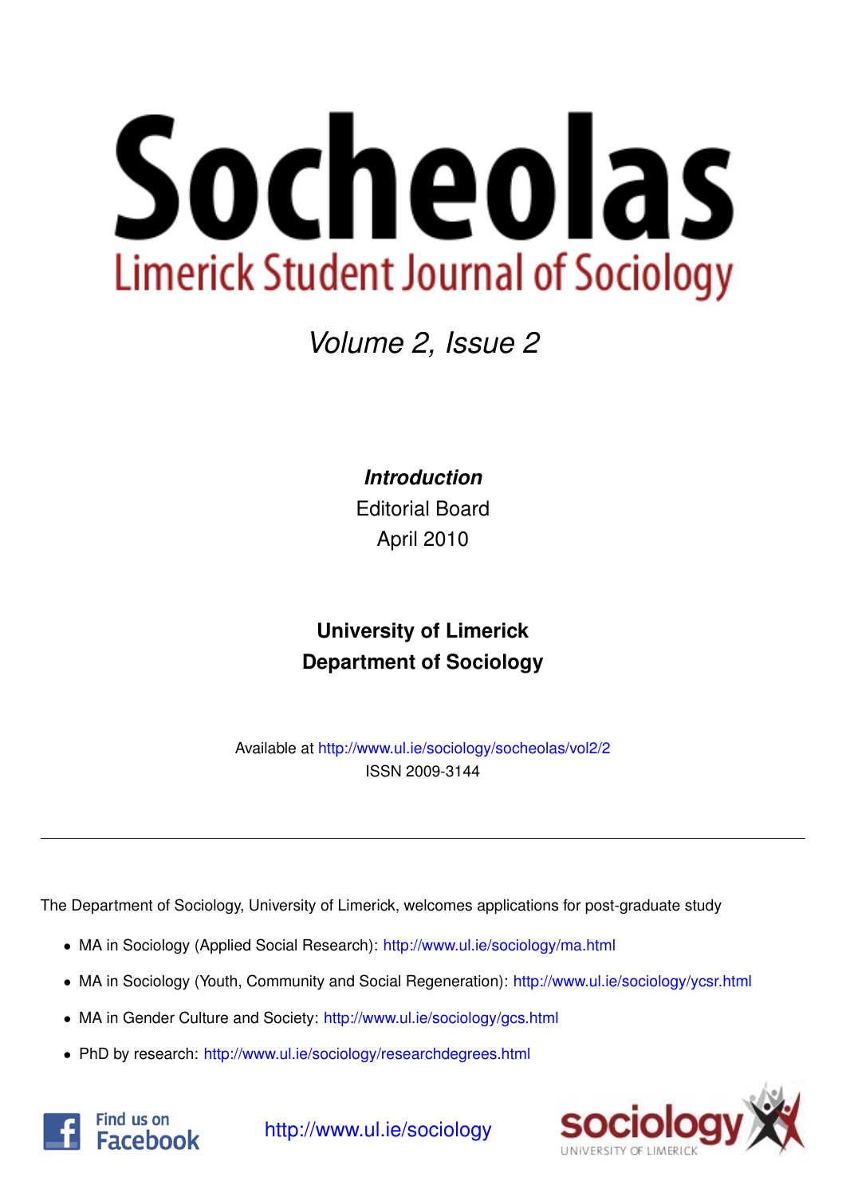# Socheolas

## Limerick Student Journal of Sociology

*Volume 2, Issue 2*

***Introduction***

Editorial Board

April 2010

**University of Limerick**

**Department of Sociology**

Available at http://www.ul.ie/sociology/socheolas/vol2/2

ISSN 2009-3144

---

The Department of Sociology, University of Limerick, welcomes applications for post-graduate study

- MA in Sociology (Applied Social Research): http://www.ul.ie/sociology/ma.html
- MA in Sociology (Youth, Community and Social Regeneration): http://www.ul.ie/sociology/ycsr.html
- MA in Gender Culture and Society: http://www.ul.ie/sociology/gcs.html
- PhD by research: http://www.ul.ie/sociology/researchdegrees.html

Find us on Facebook

http://www.ul.ie/sociology

sociology UNIVERSITY OF LIMERICK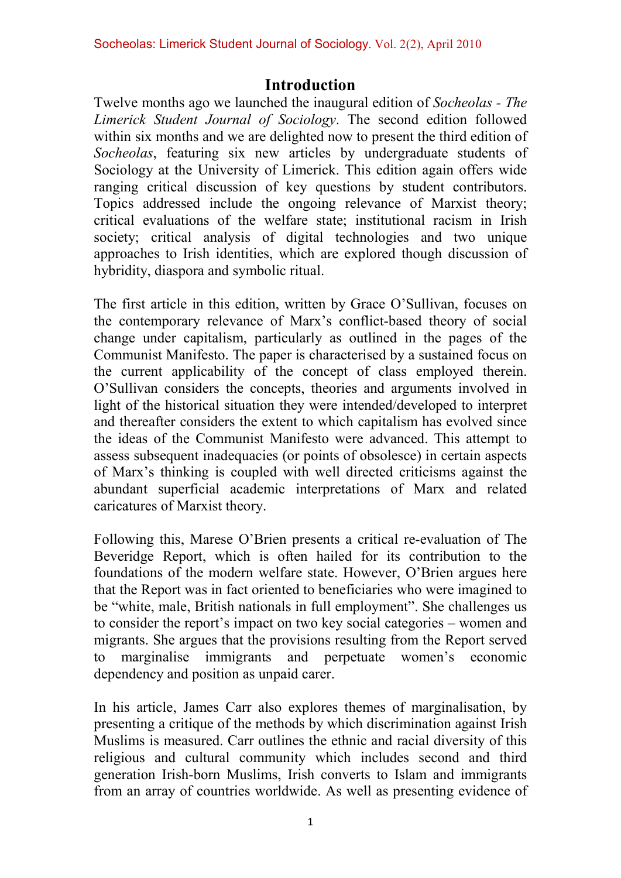# Introduction

Twelve months ago we launched the inaugural edition of *Socheolas - The Limerick Student Journal of Sociology*. The second edition followed within six months and we are delighted now to present the third edition of *Socheolas*, featuring six new articles by undergraduate students of Sociology at the University of Limerick. This edition again offers wide ranging critical discussion of key questions by student contributors. Topics addressed include the ongoing relevance of Marxist theory; critical evaluations of the welfare state; institutional racism in Irish society; critical analysis of digital technologies and two unique approaches to Irish identities, which are explored though discussion of hybridity, diaspora and symbolic ritual.

The first article in this edition, written by Grace O'Sullivan, focuses on the contemporary relevance of Marx's conflict-based theory of social change under capitalism, particularly as outlined in the pages of the Communist Manifesto. The paper is characterised by a sustained focus on the current applicability of the concept of class employed therein. O'Sullivan considers the concepts, theories and arguments involved in light of the historical situation they were intended/developed to interpret and thereafter considers the extent to which capitalism has evolved since the ideas of the Communist Manifesto were advanced. This attempt to assess subsequent inadequacies (or points of obsolesce) in certain aspects of Marx's thinking is coupled with well directed criticisms against the abundant superficial academic interpretations of Marx and related caricatures of Marxist theory.

Following this, Marese O'Brien presents a critical re-evaluation of The Beveridge Report, which is often hailed for its contribution to the foundations of the modern welfare state. However, O'Brien argues here that the Report was in fact oriented to beneficiaries who were imagined to be "white, male, British nationals in full employment". She challenges us to consider the report's impact on two key social categories – women and migrants. She argues that the provisions resulting from the Report served to marginalise immigrants and perpetuate women's economic dependency and position as unpaid carer.

In his article, James Carr also explores themes of marginalisation, by presenting a critique of the methods by which discrimination against Irish Muslims is measured. Carr outlines the ethnic and racial diversity of this religious and cultural community which includes second and third generation Irish-born Muslims, Irish converts to Islam and immigrants from an array of countries worldwide. As well as presenting evidence of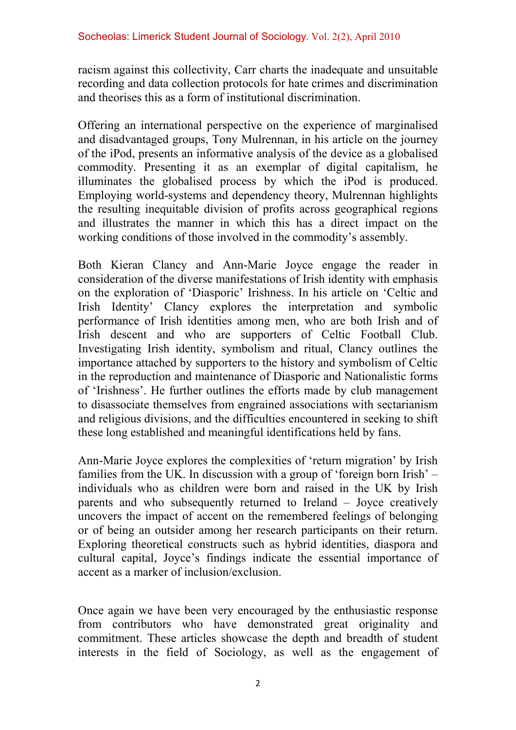racism against this collectivity, Carr charts the inadequate and unsuitable recording and data collection protocols for hate crimes and discrimination and theorises this as a form of institutional discrimination.

Offering an international perspective on the experience of marginalised and disadvantaged groups, Tony Mulrennan, in his article on the journey of the iPod, presents an informative analysis of the device as a globalised commodity. Presenting it as an exemplar of digital capitalism, he illuminates the globalised process by which the iPod is produced. Employing world-systems and dependency theory, Mulrennan highlights the resulting inequitable division of profits across geographical regions and illustrates the manner in which this has a direct impact on the working conditions of those involved in the commodity's assembly.

Both Kieran Clancy and Ann-Marie Joyce engage the reader in consideration of the diverse manifestations of Irish identity with emphasis on the exploration of 'Diasporic' Irishness. In his article on 'Celtic and Irish Identity' Clancy explores the interpretation and symbolic performance of Irish identities among men, who are both Irish and of Irish descent and who are supporters of Celtic Football Club. Investigating Irish identity, symbolism and ritual, Clancy outlines the importance attached by supporters to the history and symbolism of Celtic in the reproduction and maintenance of Diasporic and Nationalistic forms of 'Irishness'. He further outlines the efforts made by club management to disassociate themselves from engrained associations with sectarianism and religious divisions, and the difficulties encountered in seeking to shift these long established and meaningful identifications held by fans.

Ann-Marie Joyce explores the complexities of 'return migration' by Irish families from the UK. In discussion with a group of 'foreign born Irish' – individuals who as children were born and raised in the UK by Irish parents and who subsequently returned to Ireland – Joyce creatively uncovers the impact of accent on the remembered feelings of belonging or of being an outsider among her research participants on their return. Exploring theoretical constructs such as hybrid identities, diaspora and cultural capital, Joyce's findings indicate the essential importance of accent as a marker of inclusion/exclusion.

Once again we have been very encouraged by the enthusiastic response from contributors who have demonstrated great originality and commitment. These articles showcase the depth and breadth of student interests in the field of Sociology, as well as the engagement of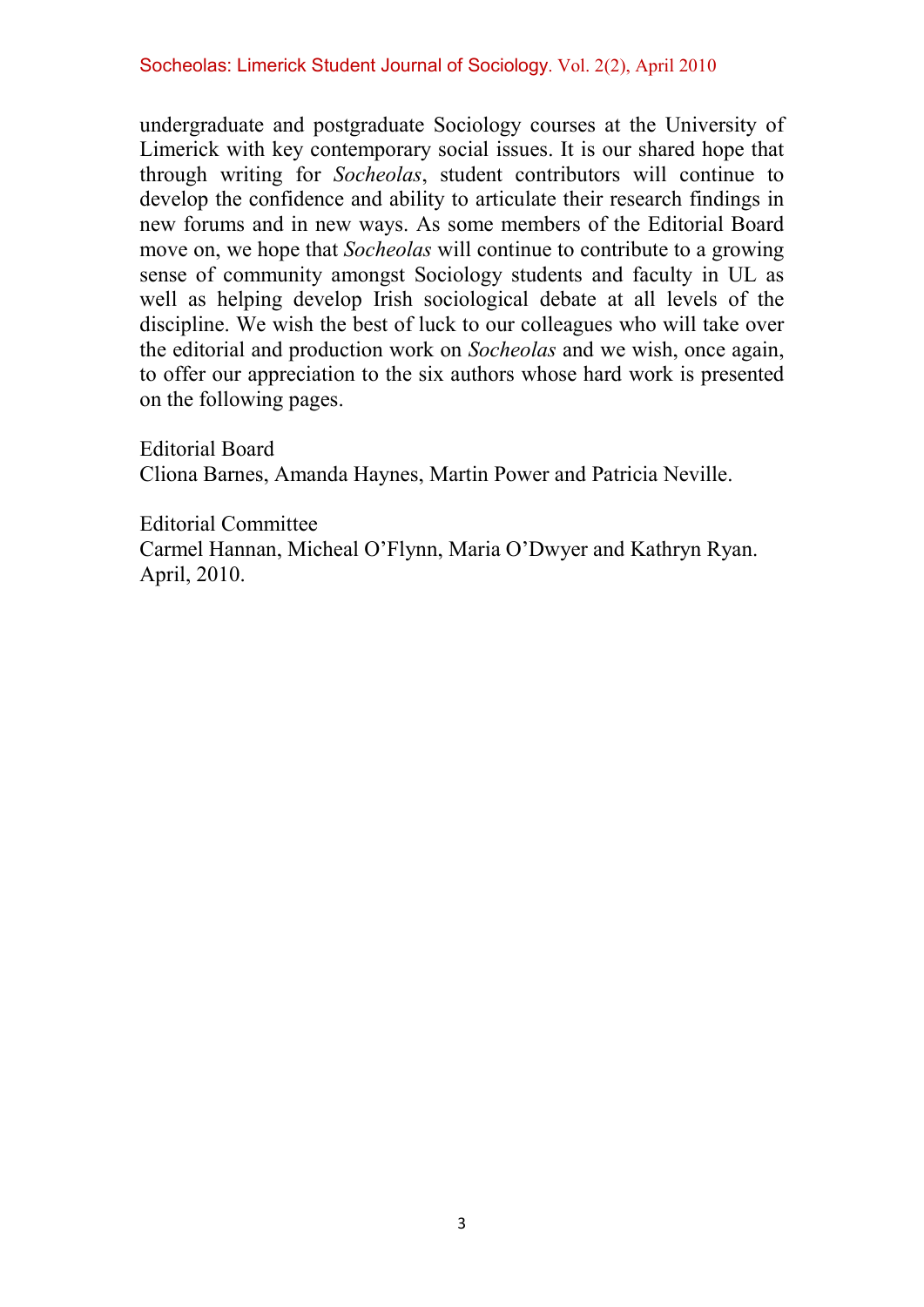undergraduate and postgraduate Sociology courses at the University of Limerick with key contemporary social issues. It is our shared hope that through writing for *Socheolas*, student contributors will continue to develop the confidence and ability to articulate their research findings in new forums and in new ways. As some members of the Editorial Board move on, we hope that *Socheolas* will continue to contribute to a growing sense of community amongst Sociology students and faculty in UL as well as helping develop Irish sociological debate at all levels of the discipline. We wish the best of luck to our colleagues who will take over the editorial and production work on *Socheolas* and we wish, once again, to offer our appreciation to the six authors whose hard work is presented on the following pages.

Editorial Board
Cliona Barnes, Amanda Haynes, Martin Power and Patricia Neville.

Editorial Committee
Carmel Hannan, Micheal O'Flynn, Maria O'Dwyer and Kathryn Ryan.
April, 2010.